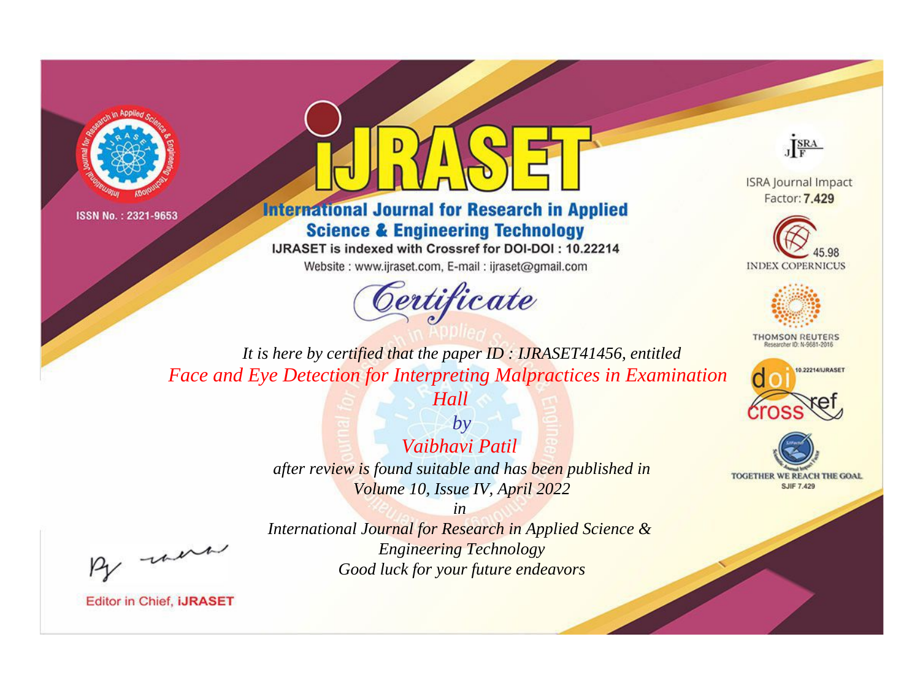ISSN No. : 2321-9653

# IJRASET

## International Journal for Research in Applied Science & Engineering Technology

IJRASET is indexed with Crossref for DOI-DOI : 10.22214

Website : www.ijraset.com, E-mail : ijraset@gmail.com

ISRA Journal Impact Factor: **7.429**

45.98 INDEX COPERNICUS

THOMSON REUTERS Researcher ID: N-9681-2016

10.22214/IJRASET

TOGETHER WE REACH THE GOAL SJIF 7.429

# *Certificate*

*It is here by certified that the paper ID : IJRASET41456, entitled*

*Face and Eye Detection for Interpreting Malpractices in Examination Hall*

*by*

*Vaibhavi Patil*

*after review is found suitable and has been published in*

*Volume 10, Issue IV, April 2022*

*in*

*International Journal for Research in Applied Science & Engineering Technology*

*Good luck for your future endeavors*

Editor in Chief, **iJRASET**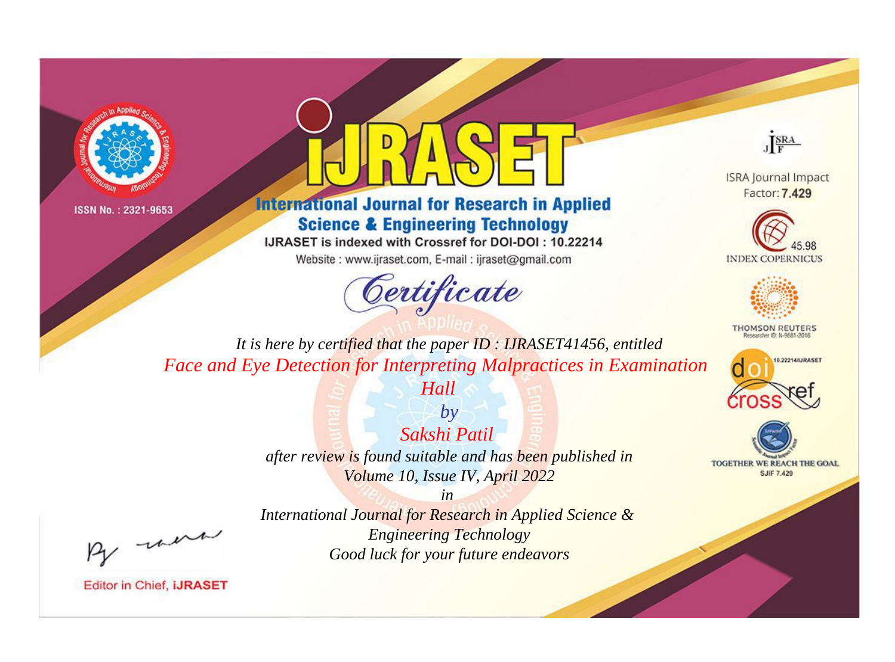ISSN No. : 2321-9653

# iJRASET

## International Journal for Research in Applied Science & Engineering Technology

IJRASET is indexed with Crossref for DOI-DOI : 10.22214

Website : www.ijraset.com, E-mail : ijraset@gmail.com

ISRA Journal Impact Factor: **7.429**

45.98 INDEX COPERNICUS

THOMSON REUTERS Researcher ID: N-9681-2016

10.22214/IJRASET

TOGETHER WE REACH THE GOAL SJIF 7.429

*Certificate*

*It is here by certified that the paper ID : IJRASET41456, entitled*

*Face and Eye Detection for Interpreting Malpractices in Examination Hall*

*by*

*Sakshi Patil*

*after review is found suitable and has been published in*

*Volume 10, Issue IV, April 2022*

*in*

*International Journal for Research in Applied Science & Engineering Technology*

*Good luck for your future endeavors*

Editor in Chief, iJRASET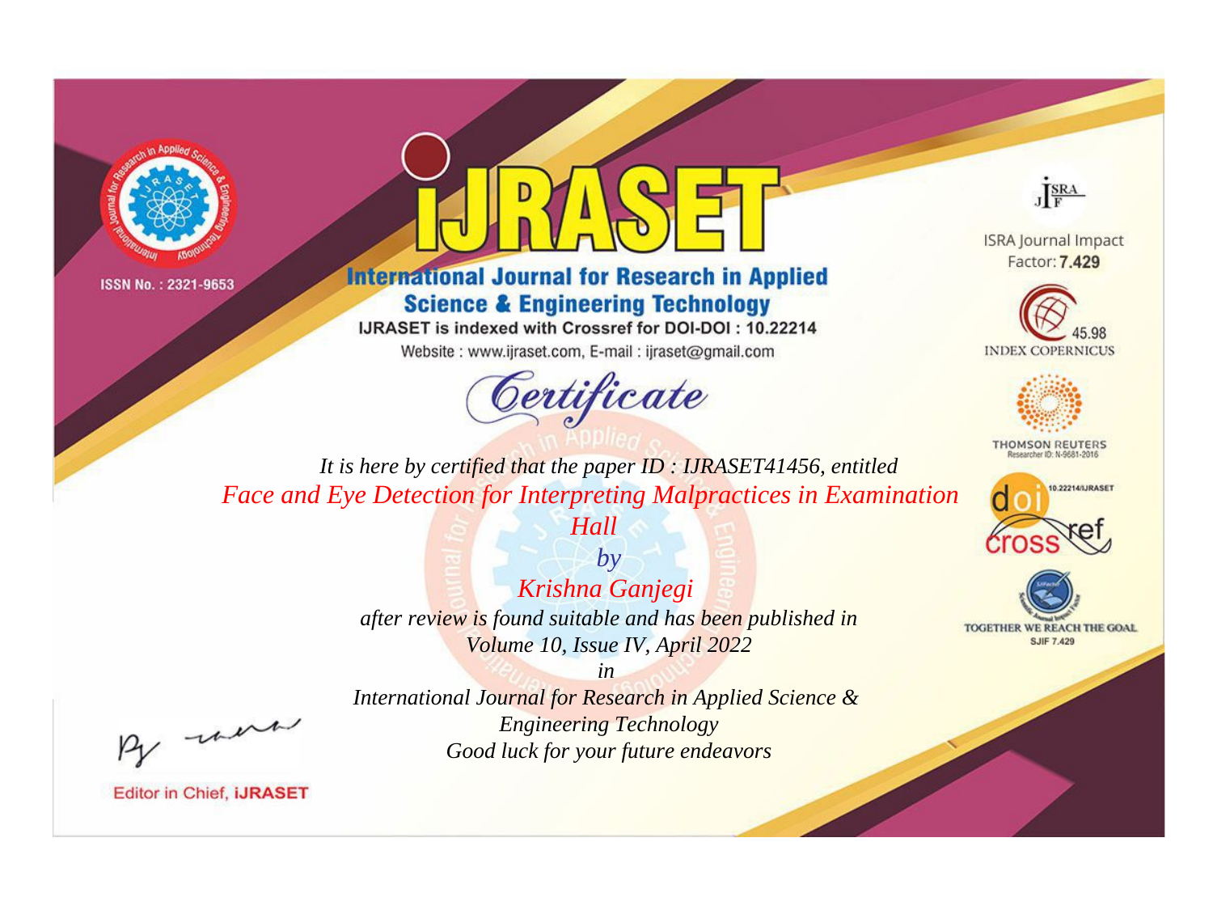ISSN No. : 2321-9653

# iJRASET

## International Journal for Research in Applied Science & Engineering Technology

IJRASET is indexed with Crossref for DOI-DOI : 10.22214

Website : www.ijraset.com, E-mail : ijraset@gmail.com

*Certificate*

ISRA Journal Impact Factor: **7.429**

45.98 INDEX COPERNICUS

THOMSON REUTERS Researcher ID: N-9681-2016

10.22214/IJRASET

TOGETHER WE REACH THE GOAL SJIF 7.429

*It is here by certified that the paper ID : IJRASET41456, entitled*

*Face and Eye Detection for Interpreting Malpractices in Examination Hall*

*by*

*Krishna Ganjegi*

*after review is found suitable and has been published in*

*Volume 10, Issue IV, April 2022*

*in*

*International Journal for Research in Applied Science & Engineering Technology*

*Good luck for your future endeavors*

Editor in Chief, **iJRASET**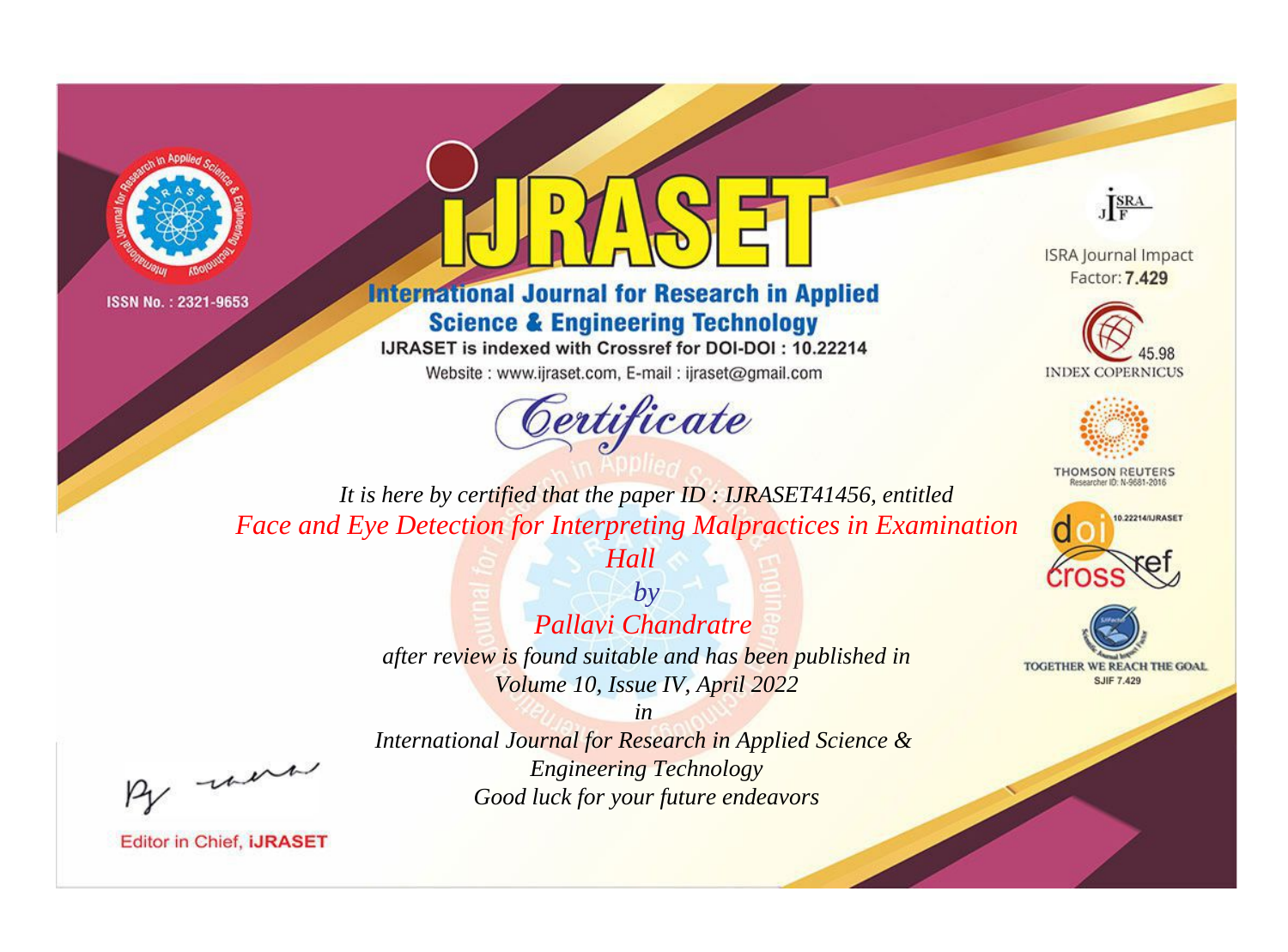ISSN No. : 2321-9653

# iJRASET

## International Journal for Research in Applied Science & Engineering Technology

IJRASET is indexed with Crossref for DOI-DOI : 10.22214

Website : www.ijraset.com, E-mail : ijraset@gmail.com

*Certificate*

*It is here by certified that the paper ID : IJRASET41456, entitled*

*Face and Eye Detection for Interpreting Malpractices in Examination Hall*

*by*

*Pallavi Chandratre*

*after review is found suitable and has been published in*

*Volume 10, Issue IV, April 2022*

*in*

*International Journal for Research in Applied Science & Engineering Technology*

*Good luck for your future endeavors*

ISRA Journal Impact Factor: **7.429**

45.98 INDEX COPERNICUS

THOMSON REUTERS Researcher ID: N-9681-2016

10.22214/IJRASET

TOGETHER WE REACH THE GOAL SJIF 7.429

Editor in Chief, **iJRASET**